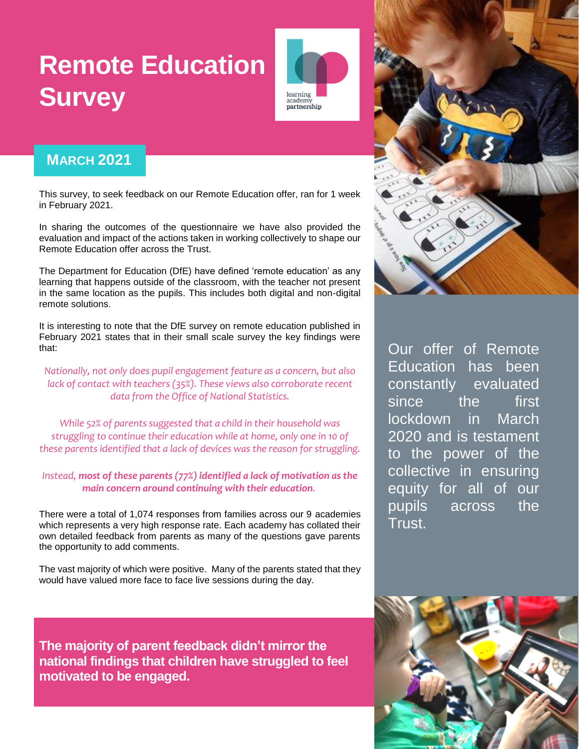# Remote Education Survey

learning academy partnership

## March 2021

This survey, to seek feedback on our Remote Education offer, ran for 1 week in February 2021.

In sharing the outcomes of the questionnaire we have also provided the evaluation and impact of the actions taken in working collectively to shape our Remote Education offer across the Trust.

The Department for Education (DfE) have defined 'remote education' as any learning that happens outside of the classroom, with the teacher not present in the same location as the pupils. This includes both digital and non-digital remote solutions.

It is interesting to note that the DfE survey on remote education published in February 2021 states that in their small scale survey the key findings were that:

*Nationally, not only does pupil engagement feature as a concern, but also lack of contact with teachers (35%). These views also corroborate recent data from the Office of National Statistics.*

*While 52% of parents suggested that a child in their household was struggling to continue their education while at home, only one in 10 of these parents identified that a lack of devices was the reason for struggling.*

*Instead, **most of these parents (77%) identified a lack of motivation as the main concern around continuing with their education.***

There were a total of 1,074 responses from families across our 9 academies which represents a very high response rate. Each academy has collated their own detailed feedback from parents as many of the questions gave parents the opportunity to add comments.

The vast majority of which were positive. Many of the parents stated that they would have valued more face to face live sessions during the day.

**The majority of parent feedback didn't mirror the national findings that children have struggled to feel motivated to be engaged.**

Our offer of Remote Education has been constantly evaluated since the first lockdown in March 2020 and is testament to the power of the collective in ensuring equity for all of our pupils across the Trust.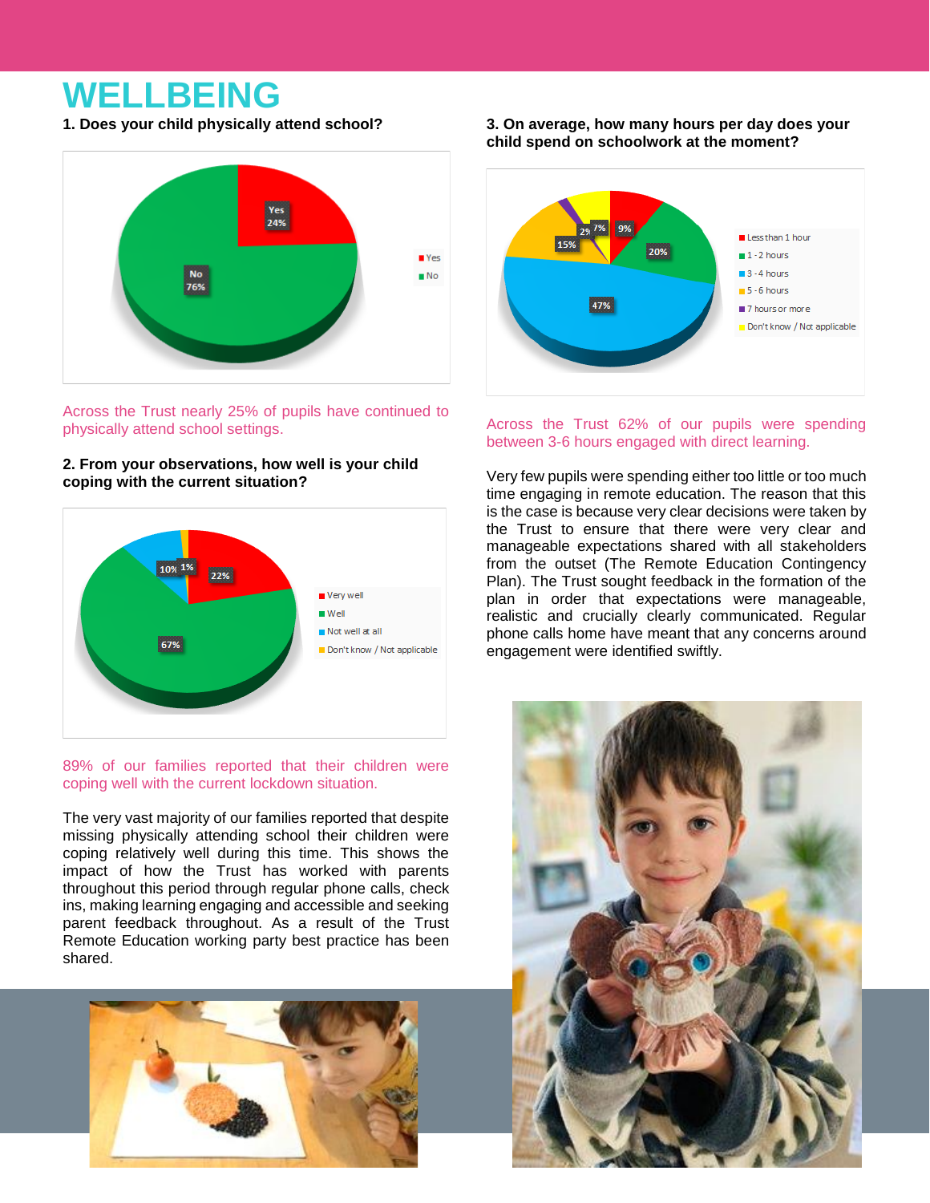# WELLBEING

**1. Does your child physically attend school?**

Across the Trust nearly 25% of pupils have continued to physically attend school settings.

**2. From your observations, how well is your child coping with the current situation?**

89% of our families reported that their children were coping well with the current lockdown situation.

The very vast majority of our families reported that despite missing physically attending school their children were coping relatively well during this time. This shows the impact of how the Trust has worked with parents throughout this period through regular phone calls, check ins, making learning engaging and accessible and seeking parent feedback throughout. As a result of the Trust Remote Education working party best practice has been shared.

**3. On average, how many hours per day does your child spend on schoolwork at the moment?**

Across the Trust 62% of our pupils were spending between 3-6 hours engaged with direct learning.

Very few pupils were spending either too little or too much time engaging in remote education. The reason that this is the case is because very clear decisions were taken by the Trust to ensure that there were very clear and manageable expectations shared with all stakeholders from the outset (The Remote Education Contingency Plan). The Trust sought feedback in the formation of the plan in order that expectations were manageable, realistic and crucially clearly communicated. Regular phone calls home have meant that any concerns around engagement were identified swiftly.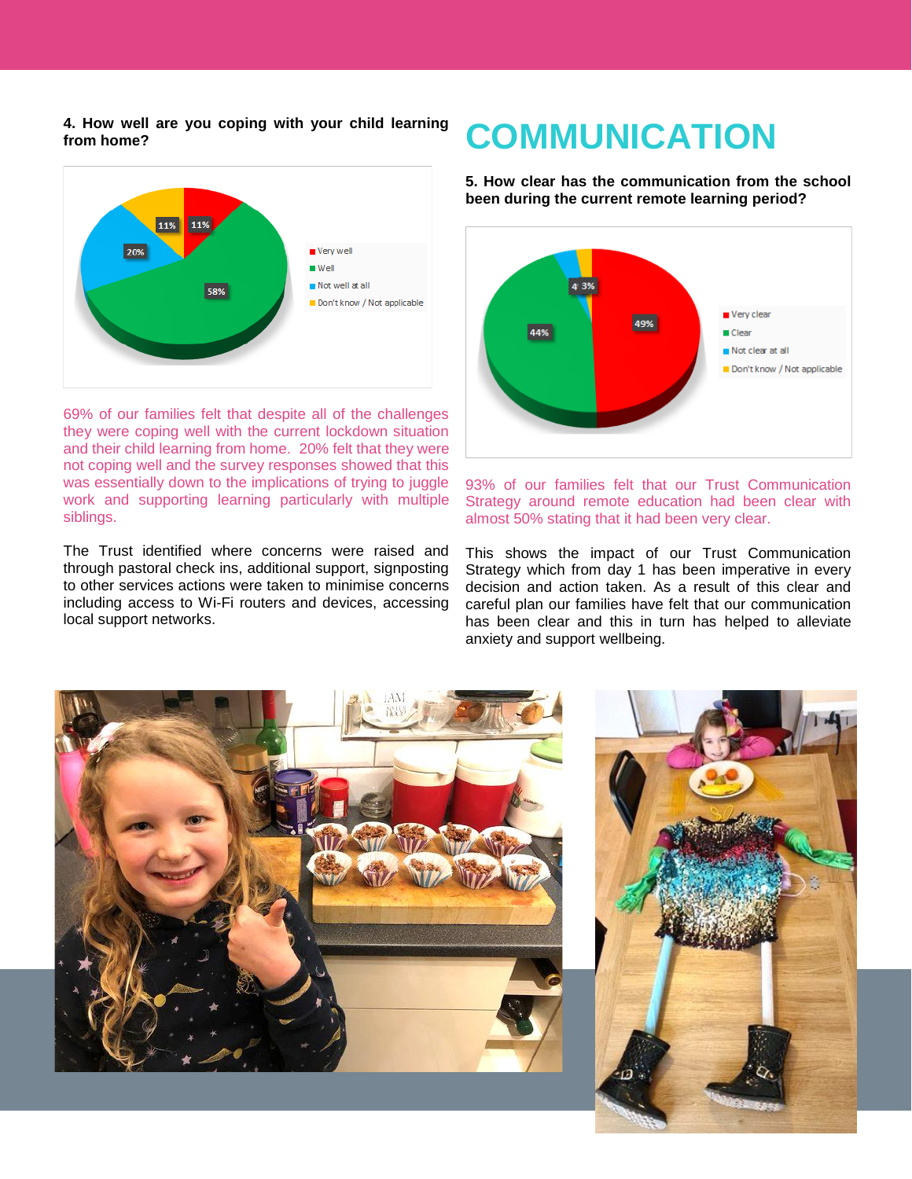**4. How well are you coping with your child learning from home?**

69% of our families felt that despite all of the challenges they were coping well with the current lockdown situation and their child learning from home. 20% felt that they were not coping well and the survey responses showed that this was essentially down to the implications of trying to juggle work and supporting learning particularly with multiple siblings.

The Trust identified where concerns were raised and through pastoral check ins, additional support, signposting to other services actions were taken to minimise concerns including access to Wi-Fi routers and devices, accessing local support networks.

# COMMUNICATION

**5. How clear has the communication from the school been during the current remote learning period?**

93% of our families felt that our Trust Communication Strategy around remote education had been clear with almost 50% stating that it had been very clear.

This shows the impact of our Trust Communication Strategy which from day 1 has been imperative in every decision and action taken. As a result of this clear and careful plan our families have felt that our communication has been clear and this in turn has helped to alleviate anxiety and support wellbeing.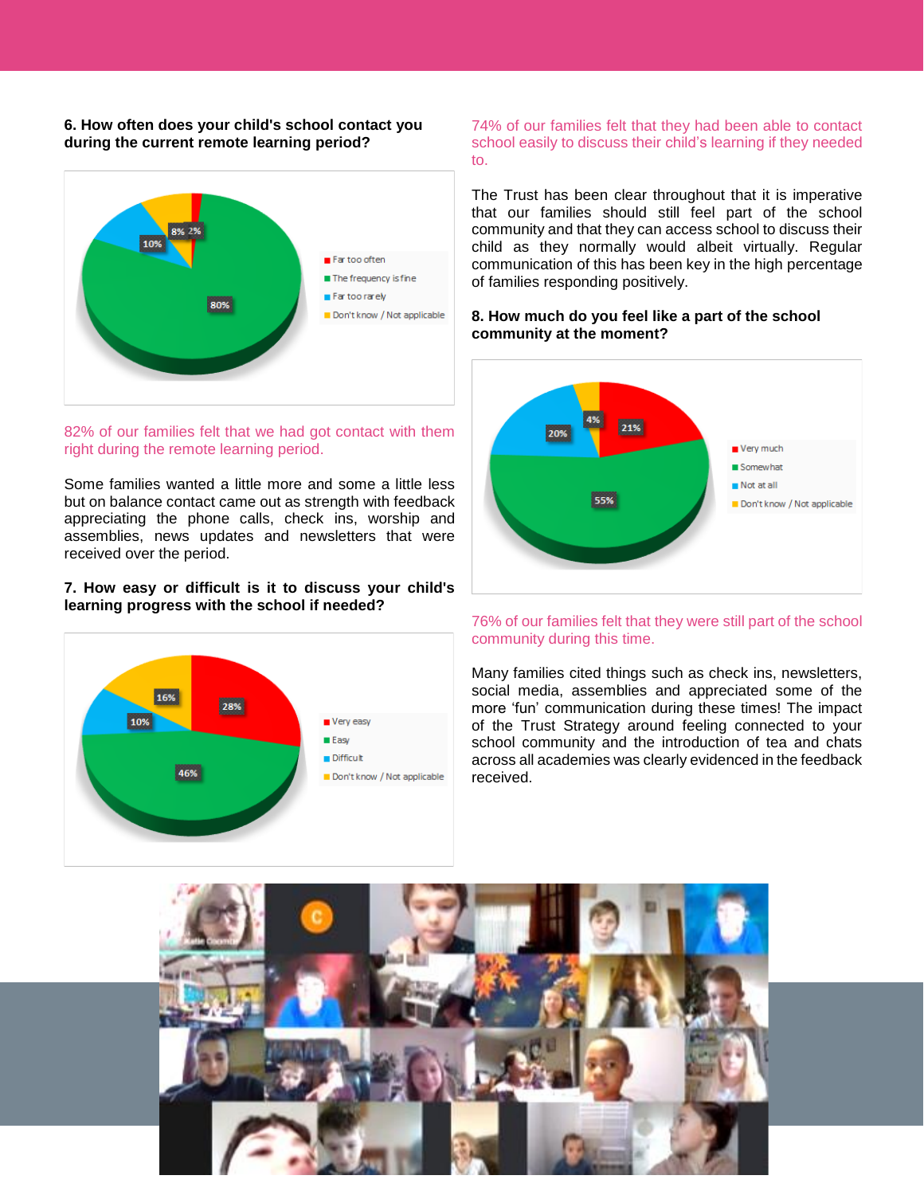**6. How often does your child's school contact you during the current remote learning period?**

82% of our families felt that we had got contact with them right during the remote learning period.

Some families wanted a little more and some a little less but on balance contact came out as strength with feedback appreciating the phone calls, check ins, worship and assemblies, news updates and newsletters that were received over the period.

**7. How easy or difficult is it to discuss your child's learning progress with the school if needed?**

74% of our families felt that they had been able to contact school easily to discuss their child's learning if they needed to.

The Trust has been clear throughout that it is imperative that our families should still feel part of the school community and that they can access school to discuss their child as they normally would albeit virtually. Regular communication of this has been key in the high percentage of families responding positively.

**8. How much do you feel like a part of the school community at the moment?**

76% of our families felt that they were still part of the school community during this time.

Many families cited things such as check ins, newsletters, social media, assemblies and appreciated some of the more 'fun' communication during these times! The impact of the Trust Strategy around feeling connected to your school community and the introduction of tea and chats across all academies was clearly evidenced in the feedback received.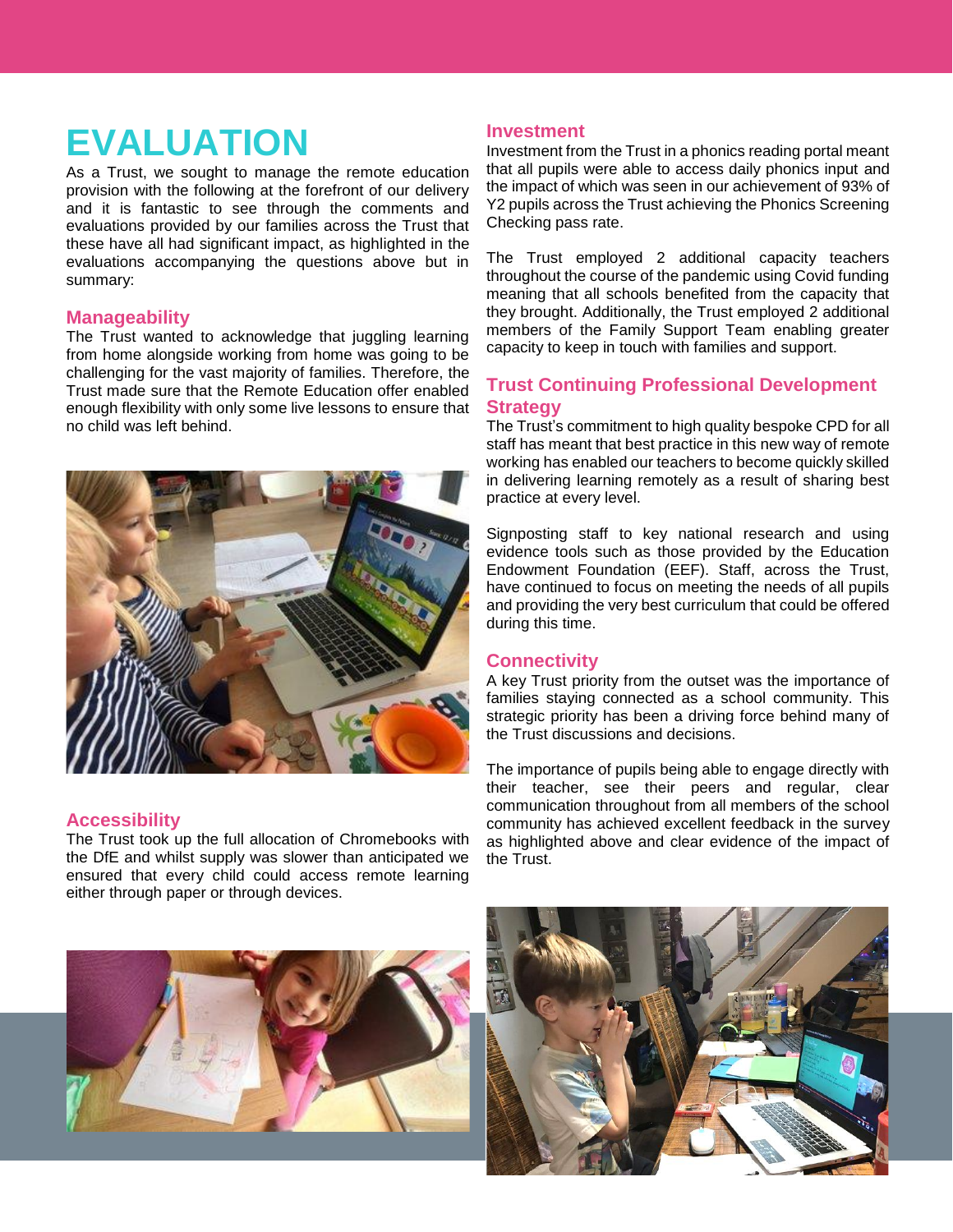# EVALUATION

As a Trust, we sought to manage the remote education provision with the following at the forefront of our delivery and it is fantastic to see through the comments and evaluations provided by our families across the Trust that these have all had significant impact, as highlighted in the evaluations accompanying the questions above but in summary:

## Manageability

The Trust wanted to acknowledge that juggling learning from home alongside working from home was going to be challenging for the vast majority of families. Therefore, the Trust made sure that the Remote Education offer enabled enough flexibility with only some live lessons to ensure that no child was left behind.

## Accessibility

The Trust took up the full allocation of Chromebooks with the DfE and whilst supply was slower than anticipated we ensured that every child could access remote learning either through paper or through devices.

## Investment

Investment from the Trust in a phonics reading portal meant that all pupils were able to access daily phonics input and the impact of which was seen in our achievement of 93% of Y2 pupils across the Trust achieving the Phonics Screening Checking pass rate.

The Trust employed 2 additional capacity teachers throughout the course of the pandemic using Covid funding meaning that all schools benefited from the capacity that they brought. Additionally, the Trust employed 2 additional members of the Family Support Team enabling greater capacity to keep in touch with families and support.

## Trust Continuing Professional Development Strategy

The Trust's commitment to high quality bespoke CPD for all staff has meant that best practice in this new way of remote working has enabled our teachers to become quickly skilled in delivering learning remotely as a result of sharing best practice at every level.

Signposting staff to key national research and using evidence tools such as those provided by the Education Endowment Foundation (EEF). Staff, across the Trust, have continued to focus on meeting the needs of all pupils and providing the very best curriculum that could be offered during this time.

## Connectivity

A key Trust priority from the outset was the importance of families staying connected as a school community. This strategic priority has been a driving force behind many of the Trust discussions and decisions.

The importance of pupils being able to engage directly with their teacher, see their peers and regular, clear communication throughout from all members of the school community has achieved excellent feedback in the survey as highlighted above and clear evidence of the impact of the Trust.